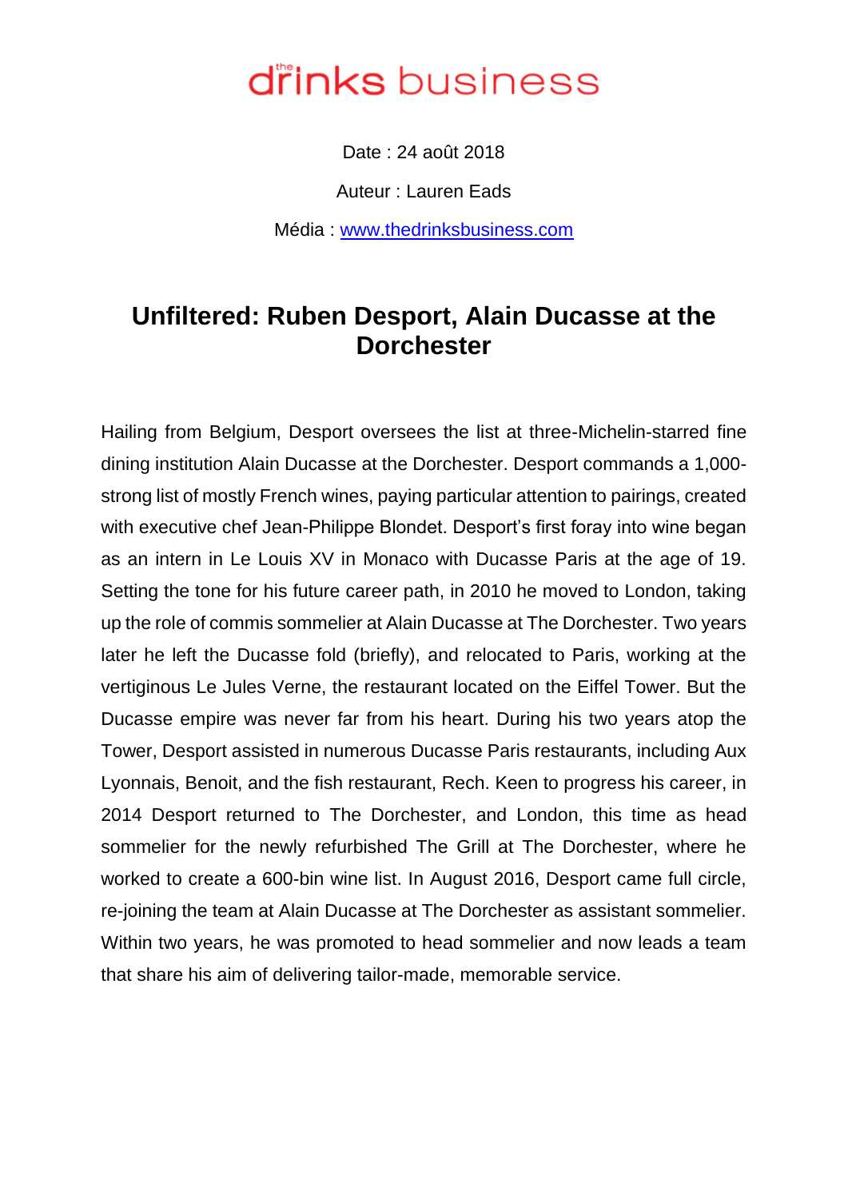# the drinks business

Date : 24 août 2018

Auteur : Lauren Eads

Média : [www.thedrinksbusiness.com](http://www.thedrinksbusiness.com)

## Unfiltered: Ruben Desport, Alain Ducasse at the Dorchester

Hailing from Belgium, Desport oversees the list at three-Michelin-starred fine dining institution Alain Ducasse at the Dorchester. Desport commands a 1,000-strong list of mostly French wines, paying particular attention to pairings, created with executive chef Jean-Philippe Blondet. Desport's first foray into wine began as an intern in Le Louis XV in Monaco with Ducasse Paris at the age of 19. Setting the tone for his future career path, in 2010 he moved to London, taking up the role of commis sommelier at Alain Ducasse at The Dorchester. Two years later he left the Ducasse fold (briefly), and relocated to Paris, working at the vertiginous Le Jules Verne, the restaurant located on the Eiffel Tower. But the Ducasse empire was never far from his heart. During his two years atop the Tower, Desport assisted in numerous Ducasse Paris restaurants, including Aux Lyonnais, Benoit, and the fish restaurant, Rech. Keen to progress his career, in 2014 Desport returned to The Dorchester, and London, this time as head sommelier for the newly refurbished The Grill at The Dorchester, where he worked to create a 600-bin wine list. In August 2016, Desport came full circle, re-joining the team at Alain Ducasse at The Dorchester as assistant sommelier. Within two years, he was promoted to head sommelier and now leads a team that share his aim of delivering tailor-made, memorable service.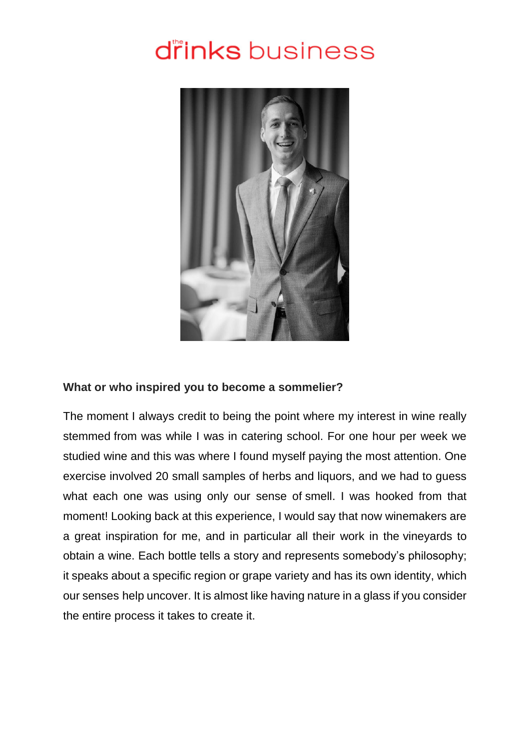### What or who inspired you to become a sommelier?

The moment I always credit to being the point where my interest in wine really stemmed from was while I was in catering school. For one hour per week we studied wine and this was where I found myself paying the most attention. One exercise involved 20 small samples of herbs and liquors, and we had to guess what each one was using only our sense of smell. I was hooked from that moment! Looking back at this experience, I would say that now winemakers are a great inspiration for me, and in particular all their work in the vineyards to obtain a wine. Each bottle tells a story and represents somebody's philosophy; it speaks about a specific region or grape variety and has its own identity, which our senses help uncover. It is almost like having nature in a glass if you consider the entire process it takes to create it.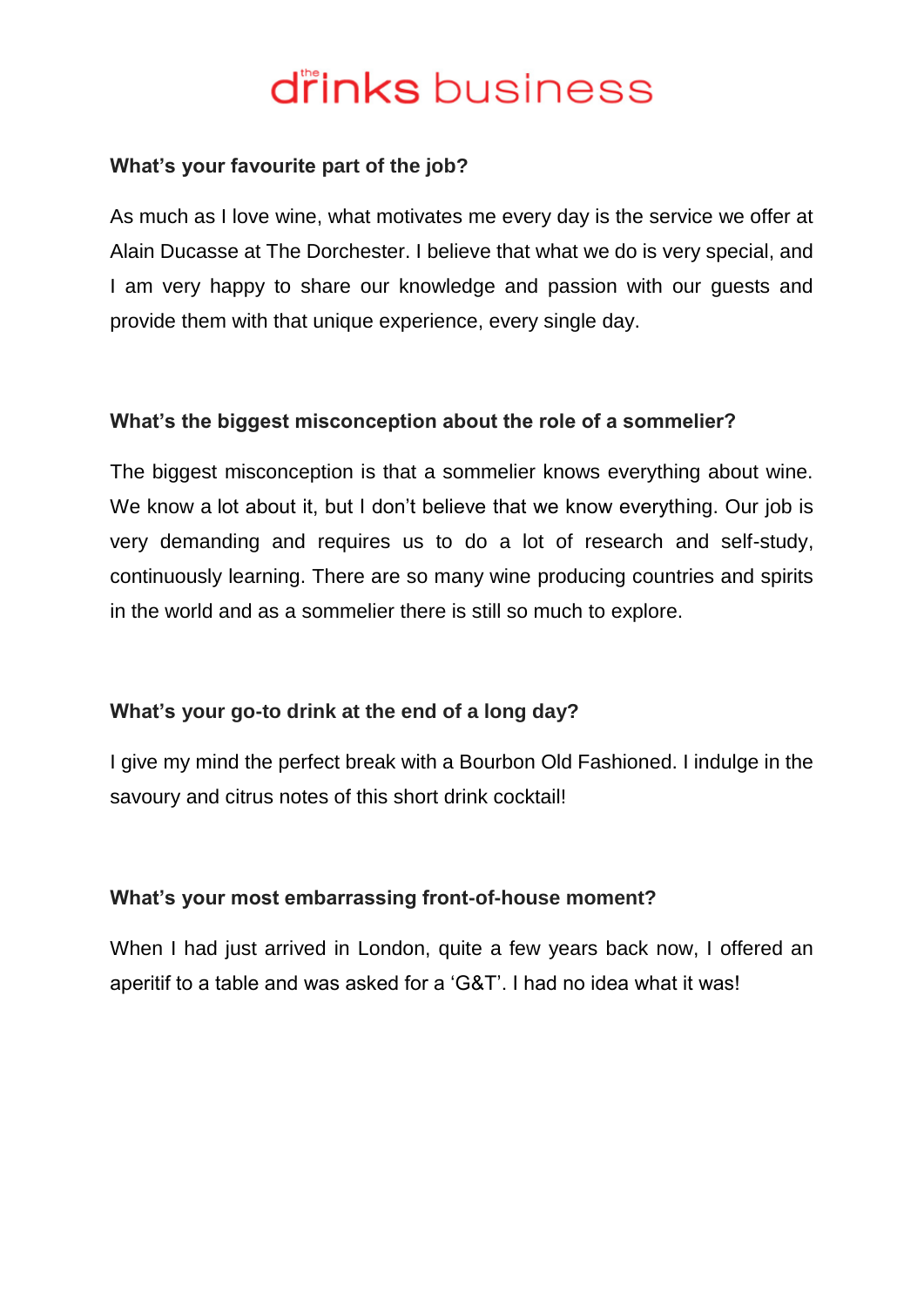**What's your favourite part of the job?**

As much as I love wine, what motivates me every day is the service we offer at Alain Ducasse at The Dorchester. I believe that what we do is very special, and I am very happy to share our knowledge and passion with our guests and provide them with that unique experience, every single day.

**What's the biggest misconception about the role of a sommelier?**

The biggest misconception is that a sommelier knows everything about wine. We know a lot about it, but I don't believe that we know everything. Our job is very demanding and requires us to do a lot of research and self-study, continuously learning. There are so many wine producing countries and spirits in the world and as a sommelier there is still so much to explore.

**What's your go-to drink at the end of a long day?**

I give my mind the perfect break with a Bourbon Old Fashioned. I indulge in the savoury and citrus notes of this short drink cocktail!

**What's your most embarrassing front-of-house moment?**

When I had just arrived in London, quite a few years back now, I offered an aperitif to a table and was asked for a 'G&T'. I had no idea what it was!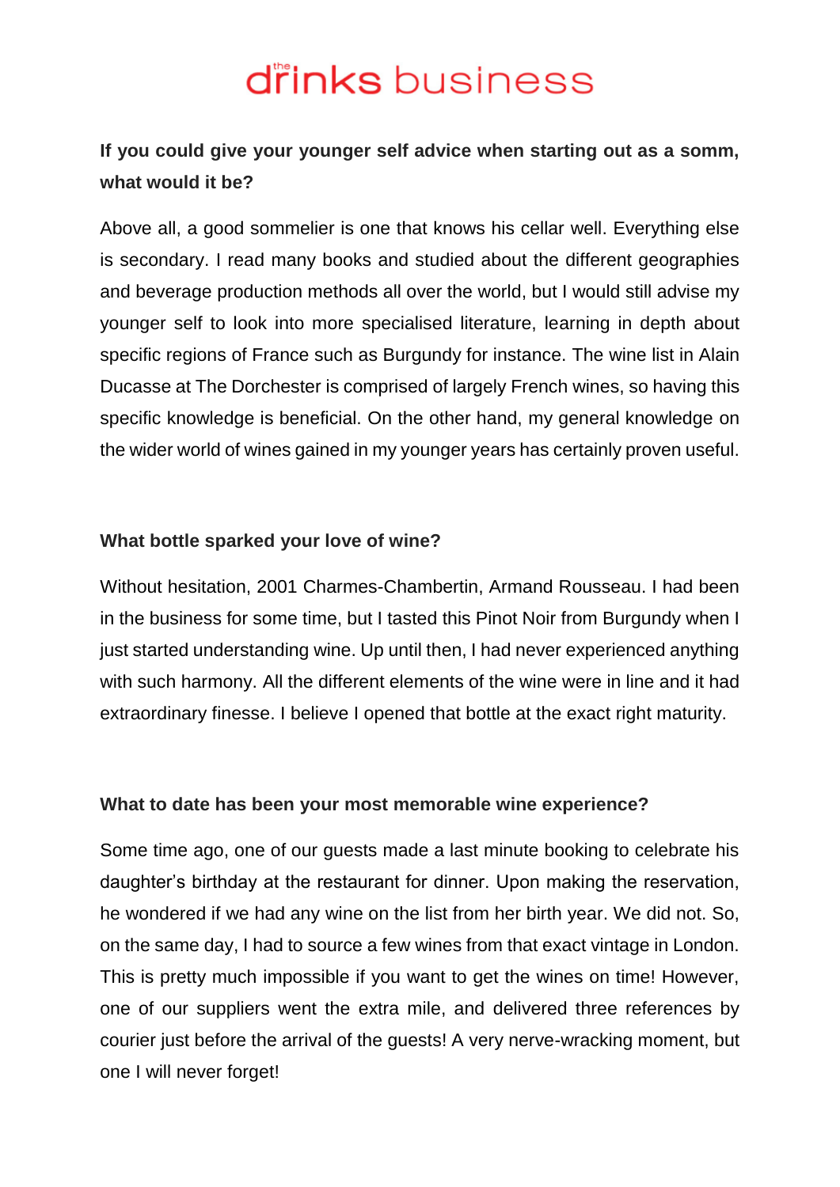**If you could give your younger self advice when starting out as a somm, what would it be?**

Above all, a good sommelier is one that knows his cellar well. Everything else is secondary. I read many books and studied about the different geographies and beverage production methods all over the world, but I would still advise my younger self to look into more specialised literature, learning in depth about specific regions of France such as Burgundy for instance. The wine list in Alain Ducasse at The Dorchester is comprised of largely French wines, so having this specific knowledge is beneficial. On the other hand, my general knowledge on the wider world of wines gained in my younger years has certainly proven useful.

**What bottle sparked your love of wine?**

Without hesitation, 2001 Charmes-Chambertin, Armand Rousseau. I had been in the business for some time, but I tasted this Pinot Noir from Burgundy when I just started understanding wine. Up until then, I had never experienced anything with such harmony. All the different elements of the wine were in line and it had extraordinary finesse. I believe I opened that bottle at the exact right maturity.

**What to date has been your most memorable wine experience?**

Some time ago, one of our guests made a last minute booking to celebrate his daughter's birthday at the restaurant for dinner. Upon making the reservation, he wondered if we had any wine on the list from her birth year. We did not. So, on the same day, I had to source a few wines from that exact vintage in London. This is pretty much impossible if you want to get the wines on time! However, one of our suppliers went the extra mile, and delivered three references by courier just before the arrival of the guests! A very nerve-wracking moment, but one I will never forget!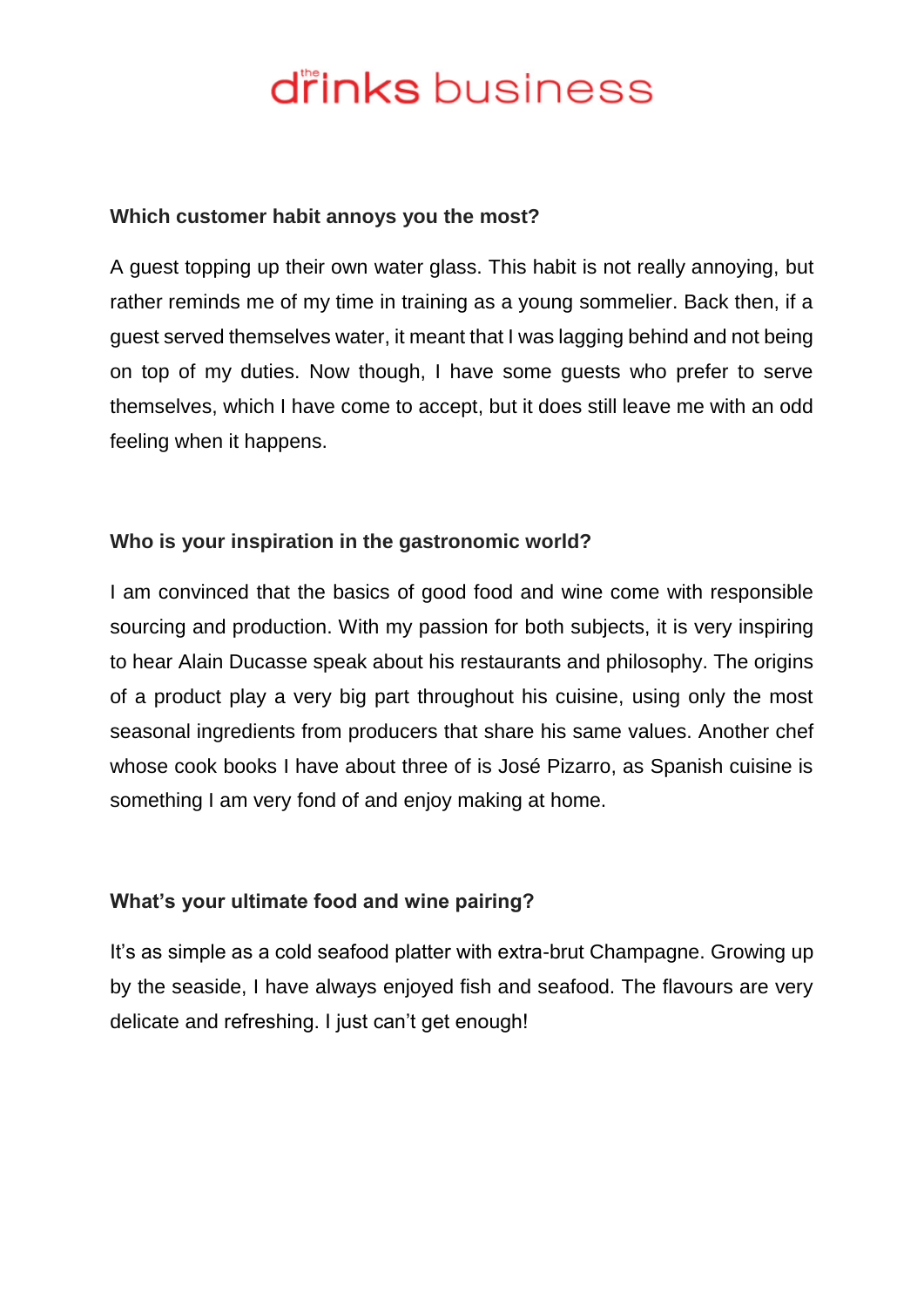**Which customer habit annoys you the most?**

A guest topping up their own water glass. This habit is not really annoying, but rather reminds me of my time in training as a young sommelier. Back then, if a guest served themselves water, it meant that I was lagging behind and not being on top of my duties. Now though, I have some guests who prefer to serve themselves, which I have come to accept, but it does still leave me with an odd feeling when it happens.

**Who is your inspiration in the gastronomic world?**

I am convinced that the basics of good food and wine come with responsible sourcing and production. With my passion for both subjects, it is very inspiring to hear Alain Ducasse speak about his restaurants and philosophy. The origins of a product play a very big part throughout his cuisine, using only the most seasonal ingredients from producers that share his same values. Another chef whose cook books I have about three of is José Pizarro, as Spanish cuisine is something I am very fond of and enjoy making at home.

**What's your ultimate food and wine pairing?**

It's as simple as a cold seafood platter with extra-brut Champagne. Growing up by the seaside, I have always enjoyed fish and seafood. The flavours are very delicate and refreshing. I just can't get enough!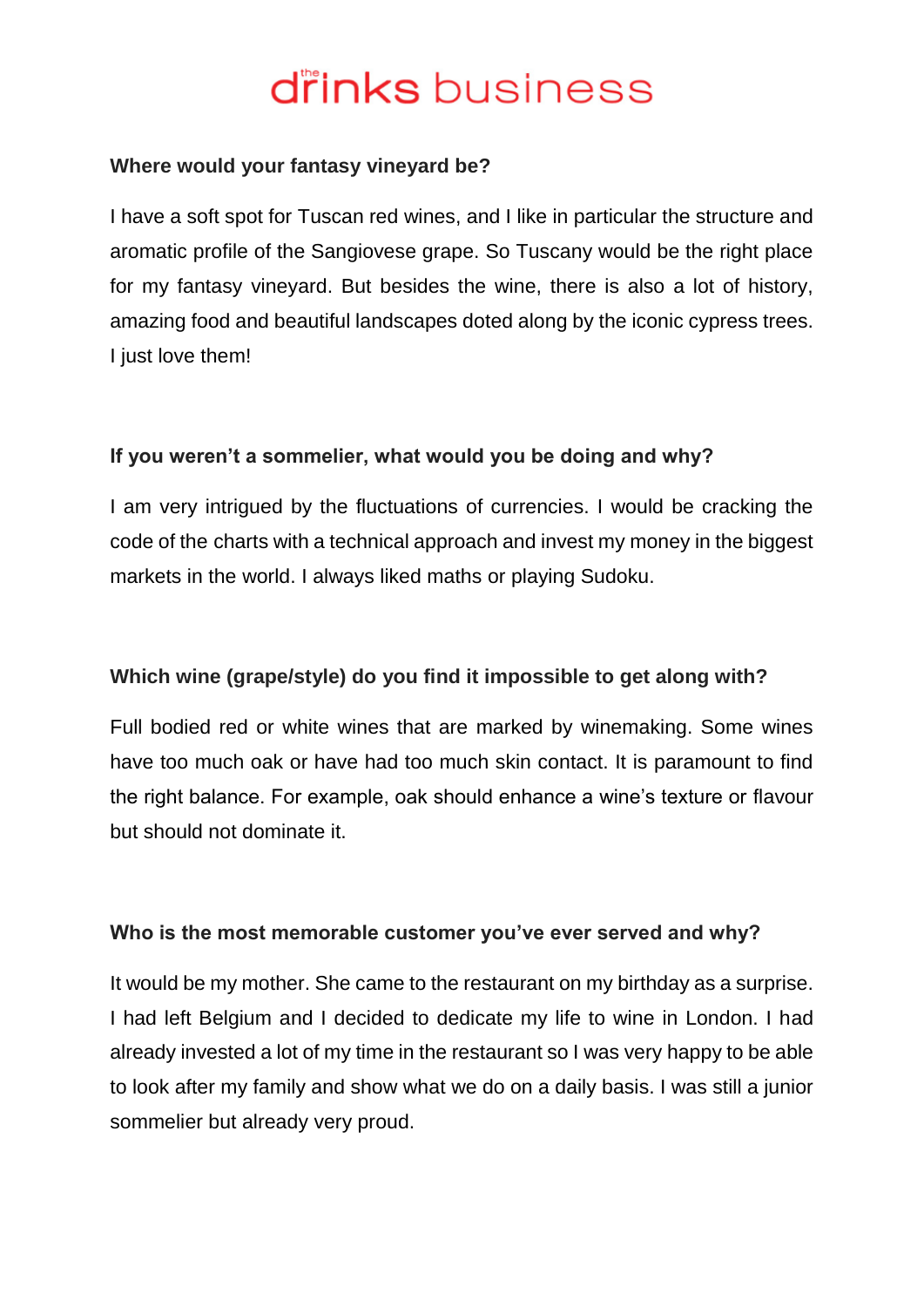**Where would your fantasy vineyard be?**

I have a soft spot for Tuscan red wines, and I like in particular the structure and aromatic profile of the Sangiovese grape. So Tuscany would be the right place for my fantasy vineyard. But besides the wine, there is also a lot of history, amazing food and beautiful landscapes doted along by the iconic cypress trees. I just love them!

**If you weren't a sommelier, what would you be doing and why?**

I am very intrigued by the fluctuations of currencies. I would be cracking the code of the charts with a technical approach and invest my money in the biggest markets in the world. I always liked maths or playing Sudoku.

**Which wine (grape/style) do you find it impossible to get along with?**

Full bodied red or white wines that are marked by winemaking. Some wines have too much oak or have had too much skin contact. It is paramount to find the right balance. For example, oak should enhance a wine's texture or flavour but should not dominate it.

**Who is the most memorable customer you've ever served and why?**

It would be my mother. She came to the restaurant on my birthday as a surprise. I had left Belgium and I decided to dedicate my life to wine in London. I had already invested a lot of my time in the restaurant so I was very happy to be able to look after my family and show what we do on a daily basis. I was still a junior sommelier but already very proud.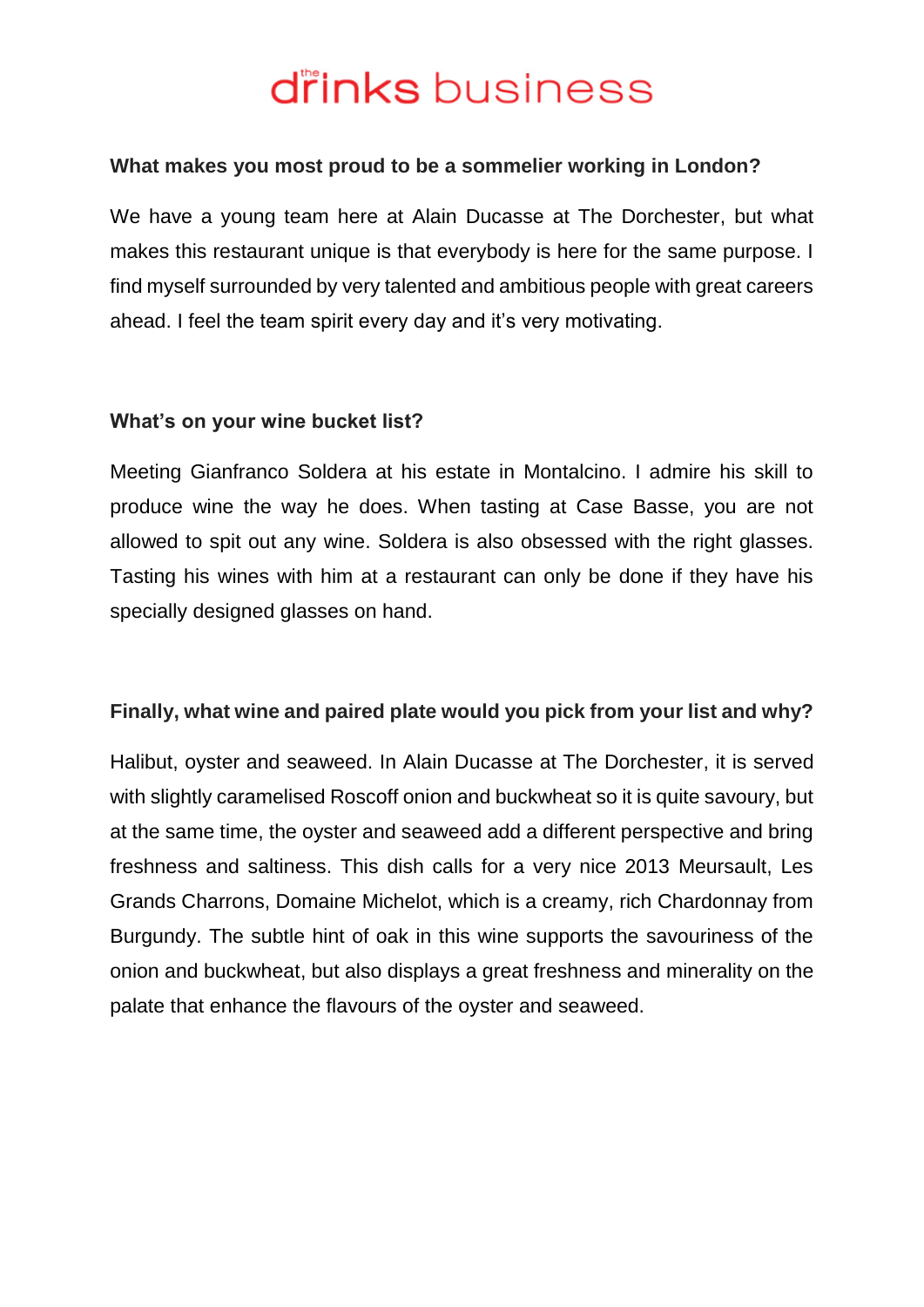**What makes you most proud to be a sommelier working in London?**

We have a young team here at Alain Ducasse at The Dorchester, but what makes this restaurant unique is that everybody is here for the same purpose. I find myself surrounded by very talented and ambitious people with great careers ahead. I feel the team spirit every day and it's very motivating.

**What's on your wine bucket list?**

Meeting Gianfranco Soldera at his estate in Montalcino. I admire his skill to produce wine the way he does. When tasting at Case Basse, you are not allowed to spit out any wine. Soldera is also obsessed with the right glasses. Tasting his wines with him at a restaurant can only be done if they have his specially designed glasses on hand.

**Finally, what wine and paired plate would you pick from your list and why?**

Halibut, oyster and seaweed. In Alain Ducasse at The Dorchester, it is served with slightly caramelised Roscoff onion and buckwheat so it is quite savoury, but at the same time, the oyster and seaweed add a different perspective and bring freshness and saltiness. This dish calls for a very nice 2013 Meursault, Les Grands Charrons, Domaine Michelot, which is a creamy, rich Chardonnay from Burgundy. The subtle hint of oak in this wine supports the savouriness of the onion and buckwheat, but also displays a great freshness and minerality on the palate that enhance the flavours of the oyster and seaweed.